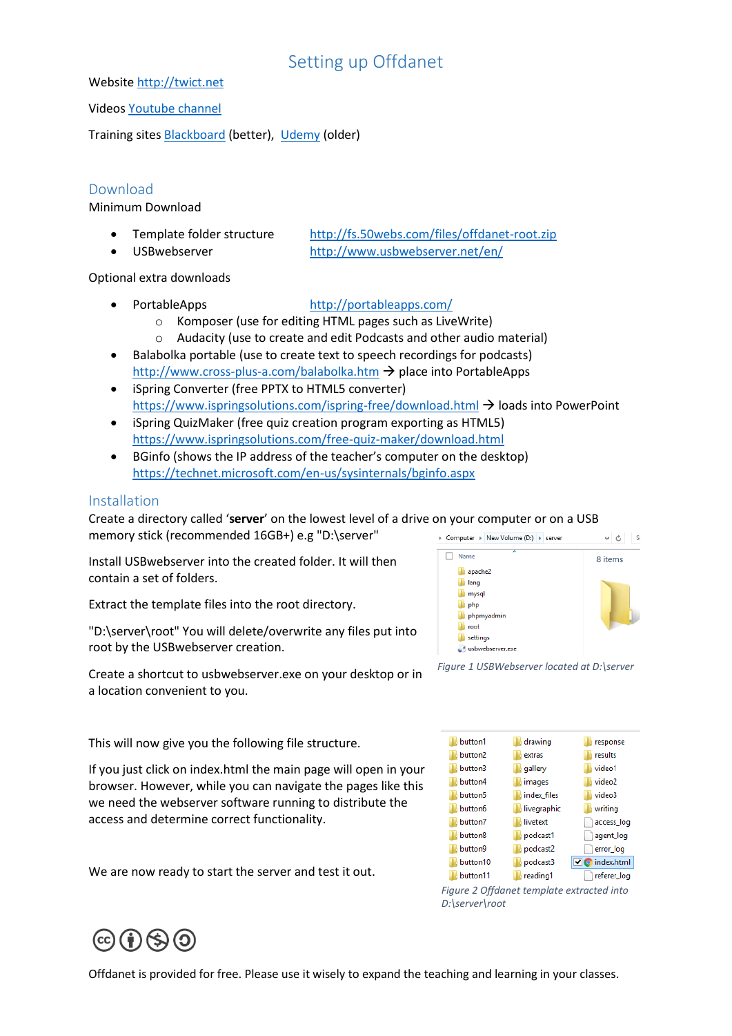# Setting up Offdanet

Website http://twict.net

Videos Youtube channel

Training sites Blackboard (better), Udemy (older)

## Download

Minimum Download

- Template folder structure http://fs.50webs.com/files/offdanet-root.zip
- USBwebserver http://www.usbwebserver.net/en/

Optional extra downloads

- PortableApps http://portableapps.com/
  - Komposer (use for editing HTML pages such as LiveWrite)
  - Audacity (use to create and edit Podcasts and other audio material)
- Balabolka portable (use to create text to speech recordings for podcasts) http://www.cross-plus-a.com/balabolka.htm → place into PortableApps
- iSpring Converter (free PPTX to HTML5 converter) https://www.ispringsolutions.com/ispring-free/download.html → loads into PowerPoint
- iSpring QuizMaker (free quiz creation program exporting as HTML5) https://www.ispringsolutions.com/free-quiz-maker/download.html
- BGinfo (shows the IP address of the teacher's computer on the desktop) https://technet.microsoft.com/en-us/sysinternals/bginfo.aspx

## Installation

Create a directory called '**server**' on the lowest level of a drive on your computer or on a USB memory stick (recommended 16GB+) e.g "D:\server"

Install USBwebserver into the created folder. It will then contain a set of folders.

Extract the template files into the root directory.

"D:\server\root" You will delete/overwrite any files put into root by the USBwebserver creation.

Create a shortcut to usbwebserver.exe on your desktop or in a location convenient to you.

*Figure 1 USBWebserver located at D:\server*

This will now give you the following file structure.

If you just click on index.html the main page will open in your browser. However, while you can navigate the pages like this we need the webserver software running to distribute the access and determine correct functionality.

We are now ready to start the server and test it out.

*Figure 2 Offdanet template extracted into D:\server\root*

Offdanet is provided for free. Please use it wisely to expand the teaching and learning in your classes.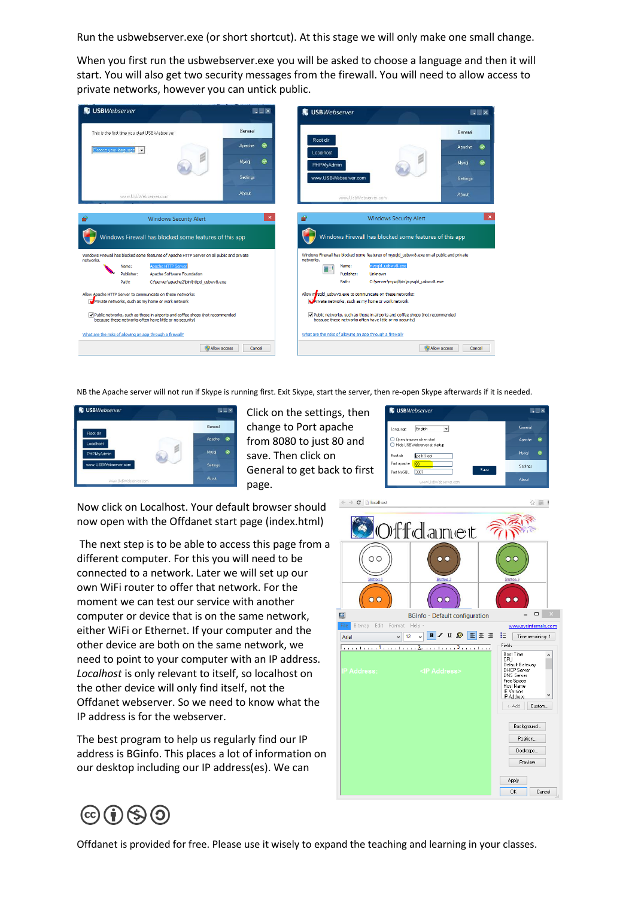Run the usbwebserver.exe (or short shortcut). At this stage we will only make one small change.

When you first run the usbwebserver.exe you will be asked to choose a language and then it will start. You will also get two security messages from the firewall. You will need to allow access to private networks, however you can untick public.

NB the Apache server will not run if Skype is running first. Exit Skype, start the server, then re-open Skype afterwards if it is needed.

Click on the settings, then change to Port apache from 8080 to just 80 and save. Then click on General to get back to first page.

Now click on Localhost. Your default browser should now open with the Offdanet start page (index.html)

The next step is to be able to access this page from a different computer. For this you will need to be connected to a network. Later we will set up our own WiFi router to offer that network. For the moment we can test our service with another computer or device that is on the same network, either WiFi or Ethernet. If your computer and the other device are both on the same network, we need to point to your computer with an IP address. *Localhost* is only relevant to itself, so localhost on the other device will only find itself, not the Offdanet webserver. So we need to know what the IP address is for the webserver.

The best program to help us regularly find our IP address is BGinfo. This places a lot of information on our desktop including our IP address(es). We can

Offdanet is provided for free. Please use it wisely to expand the teaching and learning in your classes.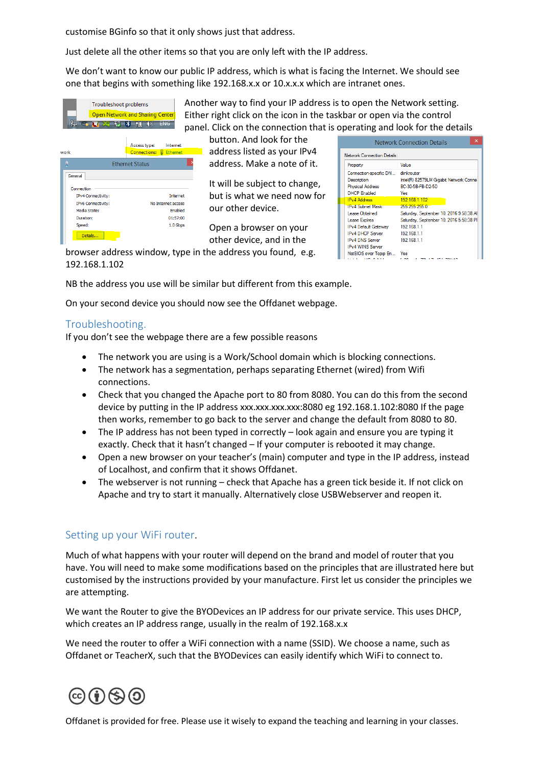customise BGinfo so that it only shows just that address.

Just delete all the other items so that you are only left with the IP address.

We don't want to know our public IP address, which is what is facing the Internet. We should see one that begins with something like 192.168.x.x or 10.x.x.x which are intranet ones.

Another way to find your IP address is to open the Network setting. Either right click on the icon in the taskbar or open via the control panel. Click on the connection that is operating and look for the details button. And look for the address listed as your IPv4 address. Make a note of it.

It will be subject to change, but is what we need now for our other device.

Open a browser on your other device, and in the browser address window, type in the address you found, e.g. 192.168.1.102

NB the address you use will be similar but different from this example.

On your second device you should now see the Offdanet webpage.

## Troubleshooting.

If you don't see the webpage there are a few possible reasons

- The network you are using is a Work/School domain which is blocking connections.
- The network has a segmentation, perhaps separating Ethernet (wired) from Wifi connections.
- Check that you changed the Apache port to 80 from 8080. You can do this from the second device by putting in the IP address xxx.xxx.xxx.xxx:8080 eg 192.168.1.102:8080 If the page then works, remember to go back to the server and change the default from 8080 to 80.
- The IP address has not been typed in correctly – look again and ensure you are typing it exactly. Check that it hasn't changed – If your computer is rebooted it may change.
- Open a new browser on your teacher's (main) computer and type in the IP address, instead of Localhost, and confirm that it shows Offdanet.
- The webserver is not running – check that Apache has a green tick beside it. If not click on Apache and try to start it manually. Alternatively close USBWebserver and reopen it.

## Setting up your WiFi router.

Much of what happens with your router will depend on the brand and model of router that you have. You will need to make some modifications based on the principles that are illustrated here but customised by the instructions provided by your manufacture. First let us consider the principles we are attempting.

We want the Router to give the BYODevices an IP address for our private service. This uses DHCP, which creates an IP address range, usually in the realm of 192.168.x.x

We need the router to offer a WiFi connection with a name (SSID). We choose a name, such as Offdanet or TeacherX, such that the BYODevices can easily identify which WiFi to connect to.

Offdanet is provided for free. Please use it wisely to expand the teaching and learning in your classes.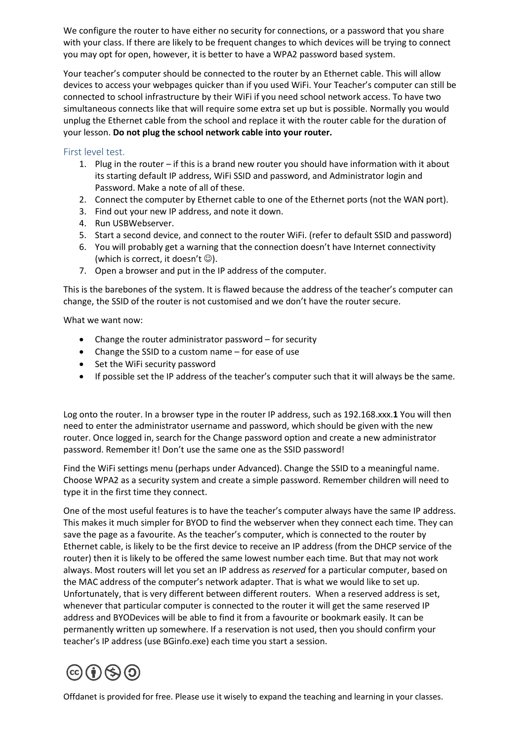We configure the router to have either no security for connections, or a password that you share with your class. If there are likely to be frequent changes to which devices will be trying to connect you may opt for open, however, it is better to have a WPA2 password based system.

Your teacher's computer should be connected to the router by an Ethernet cable. This will allow devices to access your webpages quicker than if you used WiFi. Your Teacher's computer can still be connected to school infrastructure by their WiFi if you need school network access. To have two simultaneous connects like that will require some extra set up but is possible. Normally you would unplug the Ethernet cable from the school and replace it with the router cable for the duration of your lesson. **Do not plug the school network cable into your router.**

## First level test.

1. Plug in the router – if this is a brand new router you should have information with it about its starting default IP address, WiFi SSID and password, and Administrator login and Password. Make a note of all of these.
2. Connect the computer by Ethernet cable to one of the Ethernet ports (not the WAN port).
3. Find out your new IP address, and note it down.
4. Run USBWebserver.
5. Start a second device, and connect to the router WiFi. (refer to default SSID and password)
6. You will probably get a warning that the connection doesn't have Internet connectivity (which is correct, it doesn't ☺).
7. Open a browser and put in the IP address of the computer.

This is the barebones of the system. It is flawed because the address of the teacher's computer can change, the SSID of the router is not customised and we don't have the router secure.

What we want now:

- Change the router administrator password – for security
- Change the SSID to a custom name – for ease of use
- Set the WiFi security password
- If possible set the IP address of the teacher's computer such that it will always be the same.

Log onto the router. In a browser type in the router IP address, such as 192.168.xxx.**1** You will then need to enter the administrator username and password, which should be given with the new router. Once logged in, search for the Change password option and create a new administrator password. Remember it! Don't use the same one as the SSID password!

Find the WiFi settings menu (perhaps under Advanced). Change the SSID to a meaningful name. Choose WPA2 as a security system and create a simple password. Remember children will need to type it in the first time they connect.

One of the most useful features is to have the teacher's computer always have the same IP address. This makes it much simpler for BYOD to find the webserver when they connect each time. They can save the page as a favourite. As the teacher's computer, which is connected to the router by Ethernet cable, is likely to be the first device to receive an IP address (from the DHCP service of the router) then it is likely to be offered the same lowest number each time. But that may not work always. Most routers will let you set an IP address as *reserved* for a particular computer, based on the MAC address of the computer's network adapter. That is what we would like to set up. Unfortunately, that is very different between different routers. When a reserved address is set, whenever that particular computer is connected to the router it will get the same reserved IP address and BYODevices will be able to find it from a favourite or bookmark easily. It can be permanently written up somewhere. If a reservation is not used, then you should confirm your teacher's IP address (use BGinfo.exe) each time you start a session.

Offdanet is provided for free. Please use it wisely to expand the teaching and learning in your classes.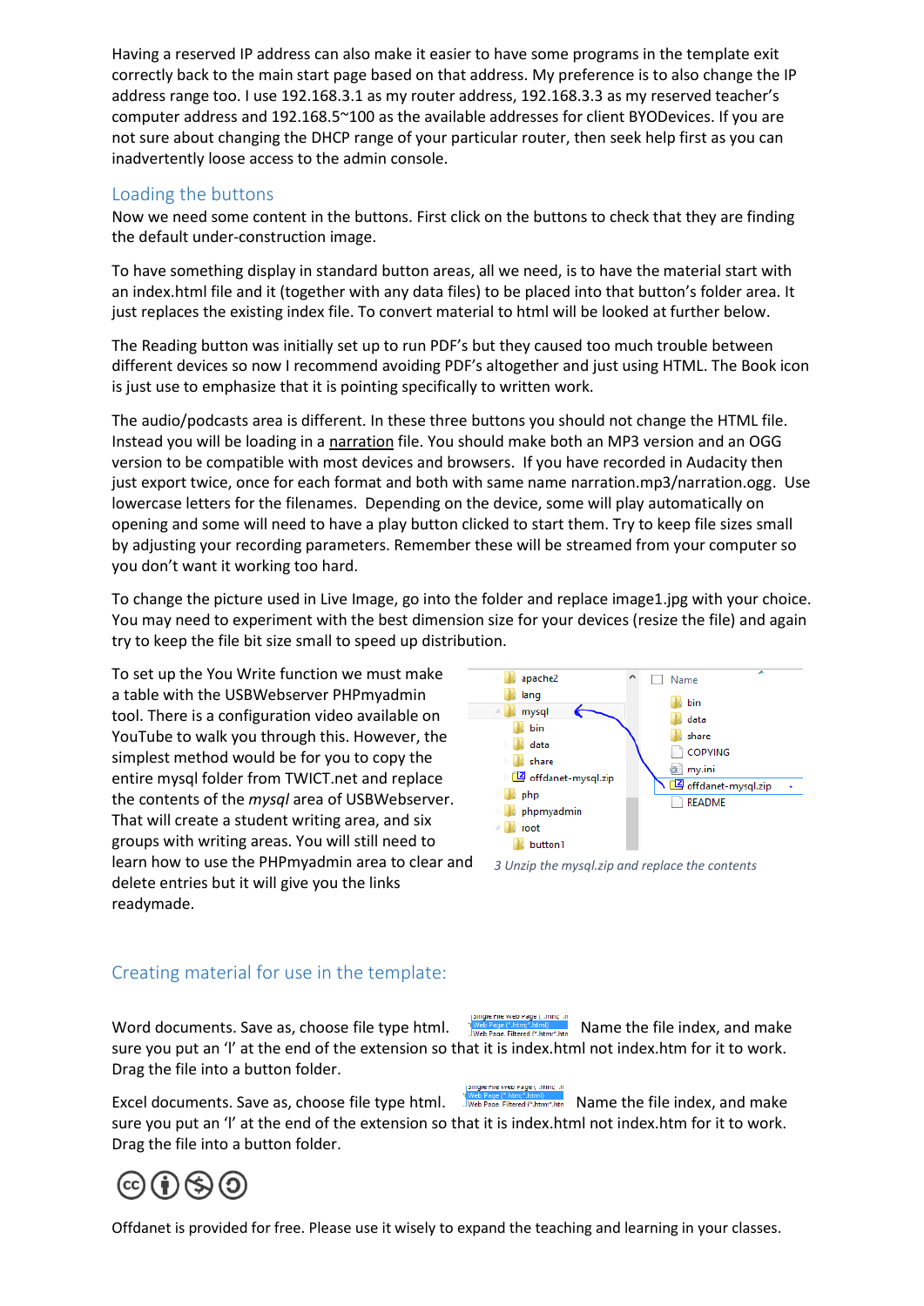Having a reserved IP address can also make it easier to have some programs in the template exit correctly back to the main start page based on that address. My preference is to also change the IP address range too. I use 192.168.3.1 as my router address, 192.168.3.3 as my reserved teacher's computer address and 192.168.5~100 as the available addresses for client BYODevices. If you are not sure about changing the DHCP range of your particular router, then seek help first as you can inadvertently loose access to the admin console.

## Loading the buttons

Now we need some content in the buttons. First click on the buttons to check that they are finding the default under-construction image.

To have something display in standard button areas, all we need, is to have the material start with an index.html file and it (together with any data files) to be placed into that button's folder area. It just replaces the existing index file. To convert material to html will be looked at further below.

The Reading button was initially set up to run PDF's but they caused too much trouble between different devices so now I recommend avoiding PDF's altogether and just using HTML. The Book icon is just use to emphasize that it is pointing specifically to written work.

The audio/podcasts area is different. In these three buttons you should not change the HTML file. Instead you will be loading in a narration file. You should make both an MP3 version and an OGG version to be compatible with most devices and browsers. If you have recorded in Audacity then just export twice, once for each format and both with same name narration.mp3/narration.ogg. Use lowercase letters for the filenames. Depending on the device, some will play automatically on opening and some will need to have a play button clicked to start them. Try to keep file sizes small by adjusting your recording parameters. Remember these will be streamed from your computer so you don't want it working too hard.

To change the picture used in Live Image, go into the folder and replace image1.jpg with your choice. You may need to experiment with the best dimension size for your devices (resize the file) and again try to keep the file bit size small to speed up distribution.

To set up the You Write function we must make a table with the USBWebserver PHPmyadmin tool. There is a configuration video available on YouTube to walk you through this. However, the simplest method would be for you to copy the entire mysql folder from TWICT.net and replace the contents of the *mysql* area of USBWebserver. That will create a student writing area, and six groups with writing areas. You will still need to learn how to use the PHPmyadmin area to clear and delete entries but it will give you the links readymade.

3 Unzip the mysql.zip and replace the contents

## Creating material for use in the template:

Word documents. Save as, choose file type html. Name the file index, and make sure you put an 'l' at the end of the extension so that it is index.html not index.htm for it to work. Drag the file into a button folder.

Excel documents. Save as, choose file type html. Name the file index, and make sure you put an 'l' at the end of the extension so that it is index.html not index.htm for it to work. Drag the file into a button folder.

Offdanet is provided for free. Please use it wisely to expand the teaching and learning in your classes.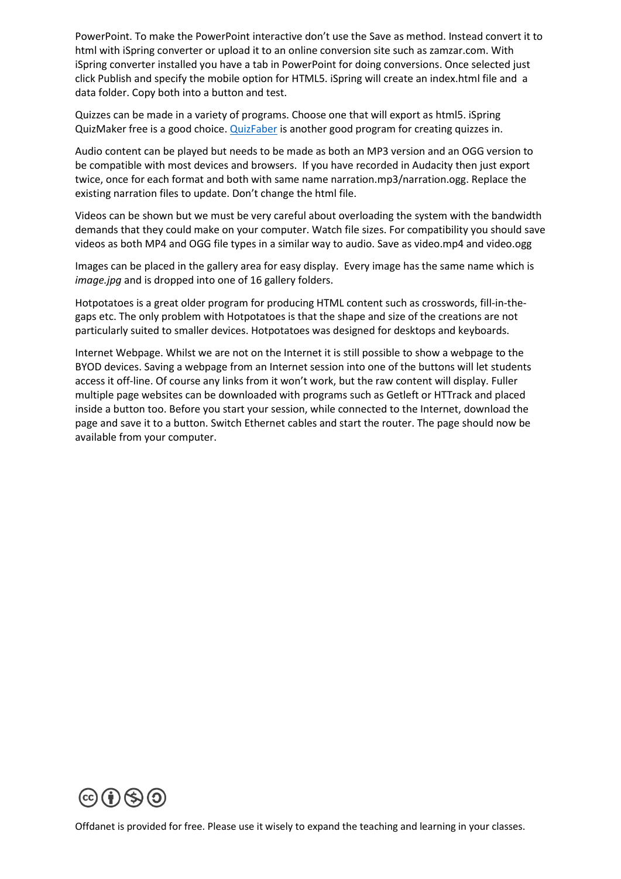PowerPoint. To make the PowerPoint interactive don't use the Save as method. Instead convert it to html with iSpring converter or upload it to an online conversion site such as zamzar.com. With iSpring converter installed you have a tab in PowerPoint for doing conversions. Once selected just click Publish and specify the mobile option for HTML5. iSpring will create an index.html file and a data folder. Copy both into a button and test.

Quizzes can be made in a variety of programs. Choose one that will export as html5. iSpring QuizMaker free is a good choice. QuizFaber is another good program for creating quizzes in.

Audio content can be played but needs to be made as both an MP3 version and an OGG version to be compatible with most devices and browsers. If you have recorded in Audacity then just export twice, once for each format and both with same name narration.mp3/narration.ogg. Replace the existing narration files to update. Don't change the html file.

Videos can be shown but we must be very careful about overloading the system with the bandwidth demands that they could make on your computer. Watch file sizes. For compatibility you should save videos as both MP4 and OGG file types in a similar way to audio. Save as video.mp4 and video.ogg

Images can be placed in the gallery area for easy display. Every image has the same name which is *image.jpg* and is dropped into one of 16 gallery folders.

Hotpotatoes is a great older program for producing HTML content such as crosswords, fill-in-the-gaps etc. The only problem with Hotpotatoes is that the shape and size of the creations are not particularly suited to smaller devices. Hotpotatoes was designed for desktops and keyboards.

Internet Webpage. Whilst we are not on the Internet it is still possible to show a webpage to the BYOD devices. Saving a webpage from an Internet session into one of the buttons will let students access it off-line. Of course any links from it won't work, but the raw content will display. Fuller multiple page websites can be downloaded with programs such as Getleft or HTTrack and placed inside a button too. Before you start your session, while connected to the Internet, download the page and save it to a button. Switch Ethernet cables and start the router. The page should now be available from your computer.

Offdanet is provided for free. Please use it wisely to expand the teaching and learning in your classes.